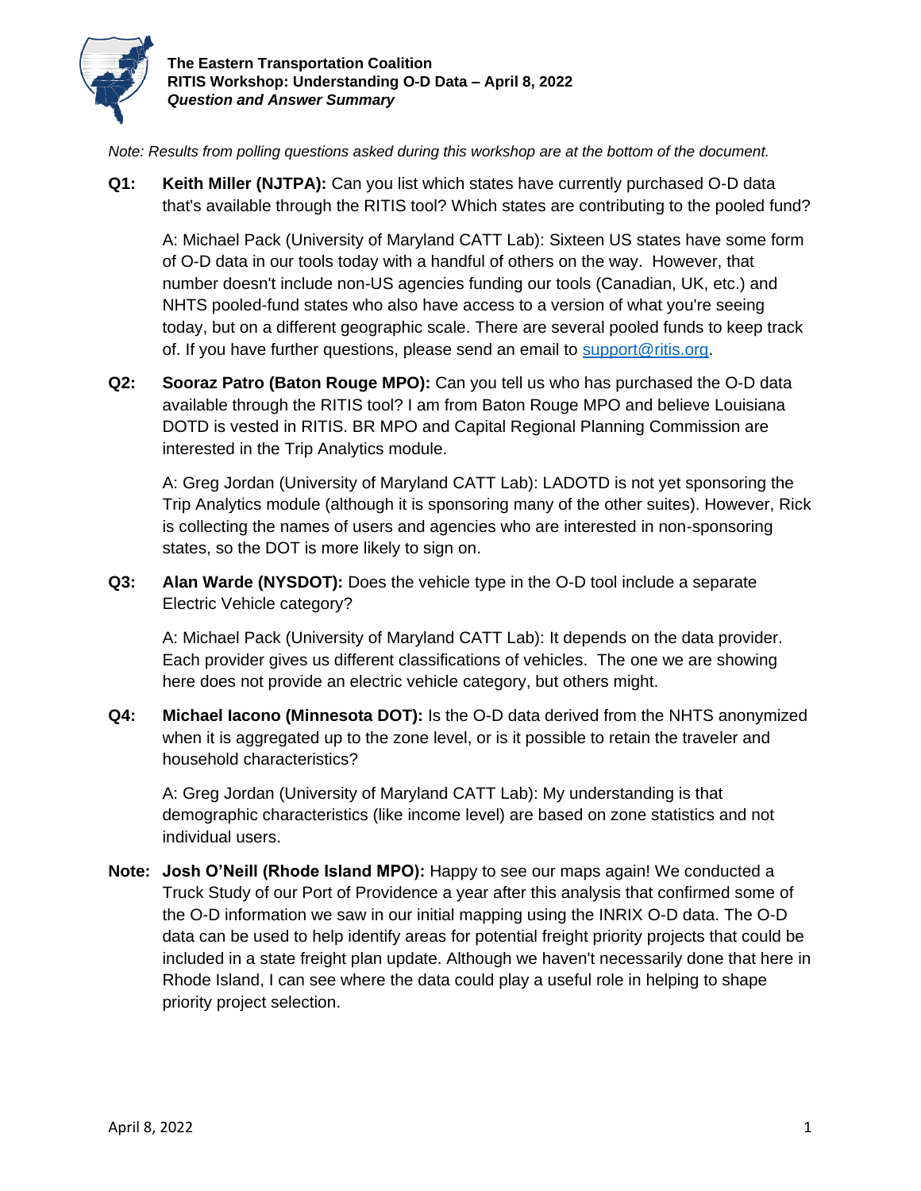**The Eastern Transportation Coalition**
**RITIS Workshop: Understanding O-D Data – April 8, 2022**
***Question and Answer Summary***

*Note: Results from polling questions asked during this workshop are at the bottom of the document.*

**Q1: Keith Miller (NJTPA):** Can you list which states have currently purchased O-D data that's available through the RITIS tool? Which states are contributing to the pooled fund?

A: Michael Pack (University of Maryland CATT Lab): Sixteen US states have some form of O-D data in our tools today with a handful of others on the way. However, that number doesn't include non-US agencies funding our tools (Canadian, UK, etc.) and NHTS pooled-fund states who also have access to a version of what you're seeing today, but on a different geographic scale. There are several pooled funds to keep track of. If you have further questions, please send an email to support@ritis.org.

**Q2: Sooraz Patro (Baton Rouge MPO):** Can you tell us who has purchased the O-D data available through the RITIS tool? I am from Baton Rouge MPO and believe Louisiana DOTD is vested in RITIS. BR MPO and Capital Regional Planning Commission are interested in the Trip Analytics module.

A: Greg Jordan (University of Maryland CATT Lab): LADOTD is not yet sponsoring the Trip Analytics module (although it is sponsoring many of the other suites). However, Rick is collecting the names of users and agencies who are interested in non-sponsoring states, so the DOT is more likely to sign on.

**Q3: Alan Warde (NYSDOT):** Does the vehicle type in the O-D tool include a separate Electric Vehicle category?

A: Michael Pack (University of Maryland CATT Lab): It depends on the data provider. Each provider gives us different classifications of vehicles. The one we are showing here does not provide an electric vehicle category, but others might.

**Q4: Michael Iacono (Minnesota DOT):** Is the O-D data derived from the NHTS anonymized when it is aggregated up to the zone level, or is it possible to retain the traveler and household characteristics?

A: Greg Jordan (University of Maryland CATT Lab): My understanding is that demographic characteristics (like income level) are based on zone statistics and not individual users.

**Note: Josh O'Neill (Rhode Island MPO):** Happy to see our maps again! We conducted a Truck Study of our Port of Providence a year after this analysis that confirmed some of the O-D information we saw in our initial mapping using the INRIX O-D data. The O-D data can be used to help identify areas for potential freight priority projects that could be included in a state freight plan update. Although we haven't necessarily done that here in Rhode Island, I can see where the data could play a useful role in helping to shape priority project selection.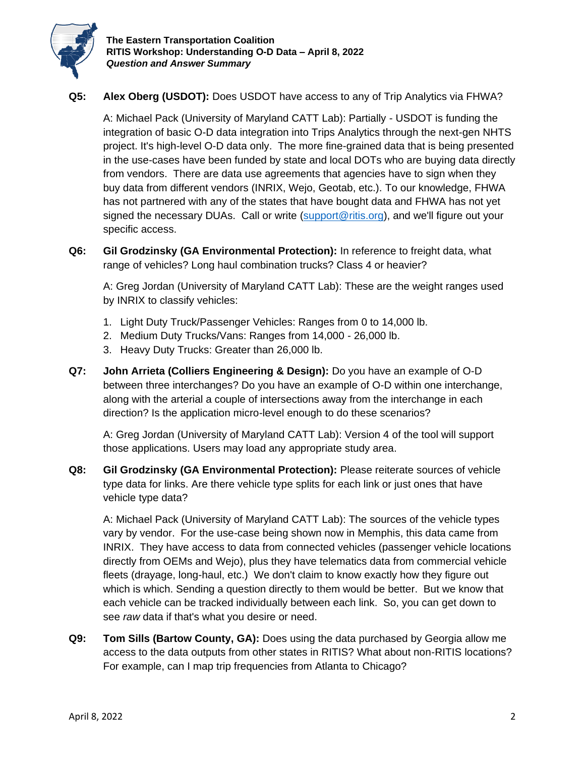**Q5: Alex Oberg (USDOT):** Does USDOT have access to any of Trip Analytics via FHWA?

A: Michael Pack (University of Maryland CATT Lab): Partially - USDOT is funding the integration of basic O-D data integration into Trips Analytics through the next-gen NHTS project. It's high-level O-D data only. The more fine-grained data that is being presented in the use-cases have been funded by state and local DOTs who are buying data directly from vendors. There are data use agreements that agencies have to sign when they buy data from different vendors (INRIX, Wejo, Geotab, etc.). To our knowledge, FHWA has not partnered with any of the states that have bought data and FHWA has not yet signed the necessary DUAs. Call or write (support@ritis.org), and we'll figure out your specific access.

**Q6: Gil Grodzinsky (GA Environmental Protection):** In reference to freight data, what range of vehicles? Long haul combination trucks? Class 4 or heavier?

A: Greg Jordan (University of Maryland CATT Lab): These are the weight ranges used by INRIX to classify vehicles:

1. Light Duty Truck/Passenger Vehicles: Ranges from 0 to 14,000 lb.
2. Medium Duty Trucks/Vans: Ranges from 14,000 - 26,000 lb.
3. Heavy Duty Trucks: Greater than 26,000 lb.

**Q7: John Arrieta (Colliers Engineering & Design):** Do you have an example of O-D between three interchanges? Do you have an example of O-D within one interchange, along with the arterial a couple of intersections away from the interchange in each direction? Is the application micro-level enough to do these scenarios?

A: Greg Jordan (University of Maryland CATT Lab): Version 4 of the tool will support those applications. Users may load any appropriate study area.

**Q8: Gil Grodzinsky (GA Environmental Protection):** Please reiterate sources of vehicle type data for links. Are there vehicle type splits for each link or just ones that have vehicle type data?

A: Michael Pack (University of Maryland CATT Lab): The sources of the vehicle types vary by vendor. For the use-case being shown now in Memphis, this data came from INRIX. They have access to data from connected vehicles (passenger vehicle locations directly from OEMs and Wejo), plus they have telematics data from commercial vehicle fleets (drayage, long-haul, etc.) We don't claim to know exactly how they figure out which is which. Sending a question directly to them would be better. But we know that each vehicle can be tracked individually between each link. So, you can get down to see *raw* data if that's what you desire or need.

**Q9: Tom Sills (Bartow County, GA):** Does using the data purchased by Georgia allow me access to the data outputs from other states in RITIS? What about non-RITIS locations? For example, can I map trip frequencies from Atlanta to Chicago?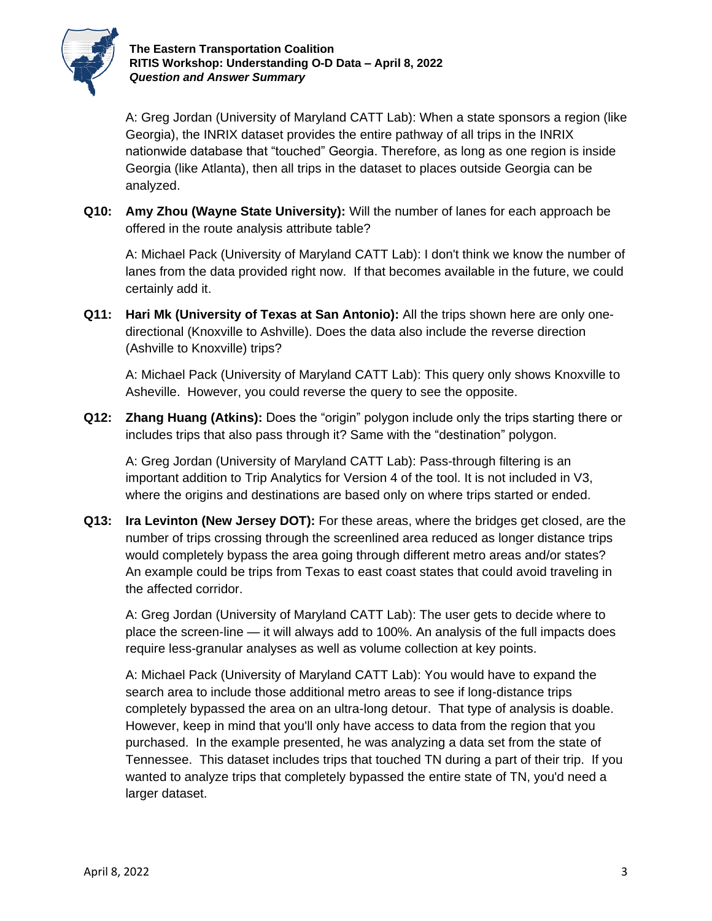A: Greg Jordan (University of Maryland CATT Lab): When a state sponsors a region (like Georgia), the INRIX dataset provides the entire pathway of all trips in the INRIX nationwide database that "touched" Georgia. Therefore, as long as one region is inside Georgia (like Atlanta), then all trips in the dataset to places outside Georgia can be analyzed.

**Q10: Amy Zhou (Wayne State University):** Will the number of lanes for each approach be offered in the route analysis attribute table?

A: Michael Pack (University of Maryland CATT Lab): I don't think we know the number of lanes from the data provided right now. If that becomes available in the future, we could certainly add it.

**Q11: Hari Mk (University of Texas at San Antonio):** All the trips shown here are only one-directional (Knoxville to Ashville). Does the data also include the reverse direction (Ashville to Knoxville) trips?

A: Michael Pack (University of Maryland CATT Lab): This query only shows Knoxville to Asheville. However, you could reverse the query to see the opposite.

**Q12: Zhang Huang (Atkins):** Does the "origin" polygon include only the trips starting there or includes trips that also pass through it? Same with the "destination" polygon.

A: Greg Jordan (University of Maryland CATT Lab): Pass-through filtering is an important addition to Trip Analytics for Version 4 of the tool. It is not included in V3, where the origins and destinations are based only on where trips started or ended.

**Q13: Ira Levinton (New Jersey DOT):** For these areas, where the bridges get closed, are the number of trips crossing through the screenlined area reduced as longer distance trips would completely bypass the area going through different metro areas and/or states? An example could be trips from Texas to east coast states that could avoid traveling in the affected corridor.

A: Greg Jordan (University of Maryland CATT Lab): The user gets to decide where to place the screen-line — it will always add to 100%. An analysis of the full impacts does require less-granular analyses as well as volume collection at key points.

A: Michael Pack (University of Maryland CATT Lab): You would have to expand the search area to include those additional metro areas to see if long-distance trips completely bypassed the area on an ultra-long detour. That type of analysis is doable. However, keep in mind that you'll only have access to data from the region that you purchased. In the example presented, he was analyzing a data set from the state of Tennessee. This dataset includes trips that touched TN during a part of their trip. If you wanted to analyze trips that completely bypassed the entire state of TN, you'd need a larger dataset.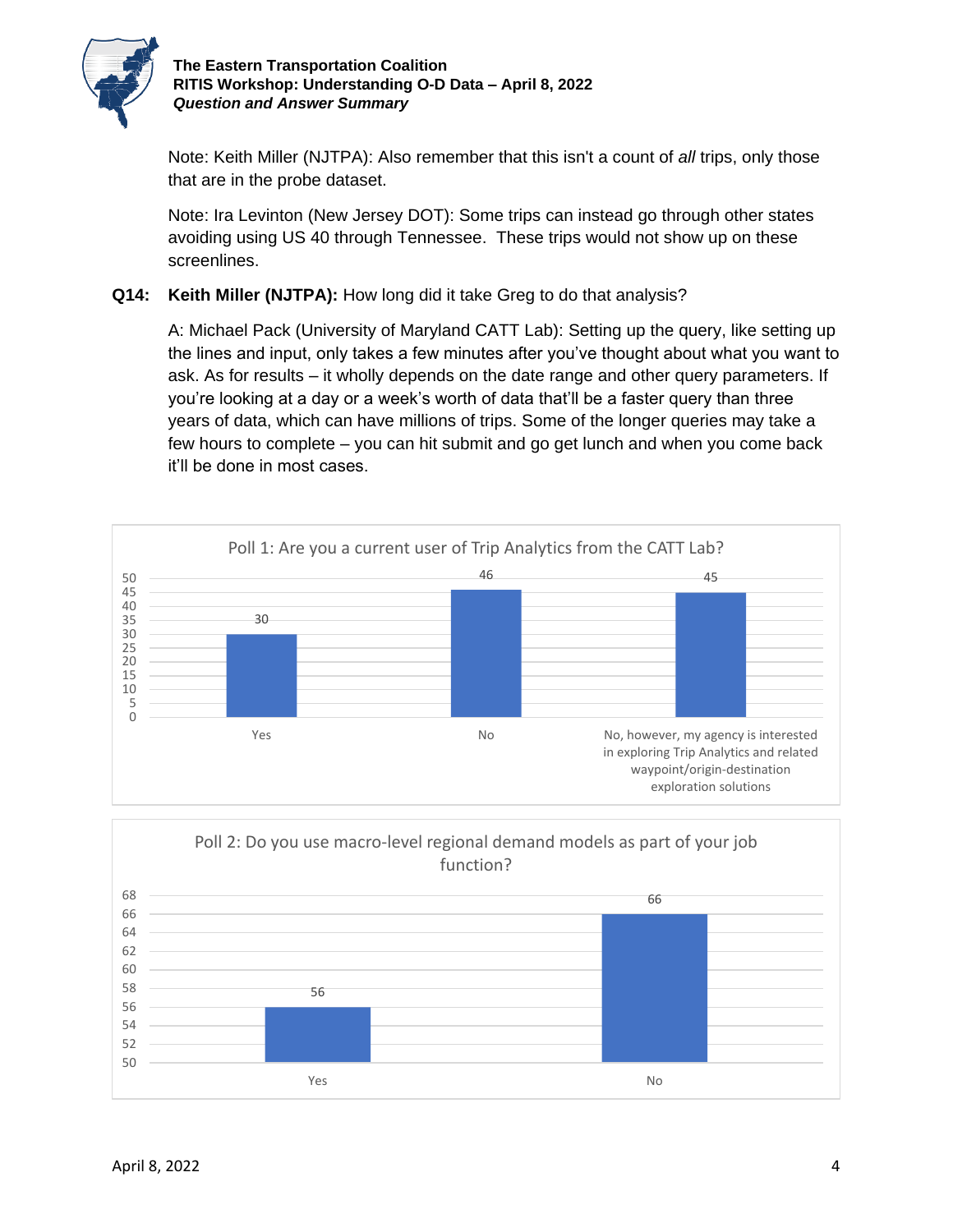Note: Keith Miller (NJTPA): Also remember that this isn't a count of *all* trips, only those that are in the probe dataset.

Note: Ira Levinton (New Jersey DOT): Some trips can instead go through other states avoiding using US 40 through Tennessee. These trips would not show up on these screenlines.

**Q14: Keith Miller (NJTPA):** How long did it take Greg to do that analysis?

A: Michael Pack (University of Maryland CATT Lab): Setting up the query, like setting up the lines and input, only takes a few minutes after you've thought about what you want to ask. As for results – it wholly depends on the date range and other query parameters. If you're looking at a day or a week's worth of data that'll be a faster query than three years of data, which can have millions of trips. Some of the longer queries may take a few hours to complete – you can hit submit and go get lunch and when you come back it'll be done in most cases.

Poll 1: Are you a current user of Trip Analytics from the CATT Lab?

| Response | Count |
| --- | --- |
| Yes | 30 |
| No | 46 |
| No, however, my agency is interested in exploring Trip Analytics and related waypoint/origin-destination exploration solutions | 45 |

Poll 2: Do you use macro-level regional demand models as part of your job function?

| Response | Count |
| --- | --- |
| Yes | 56 |
| No | 66 |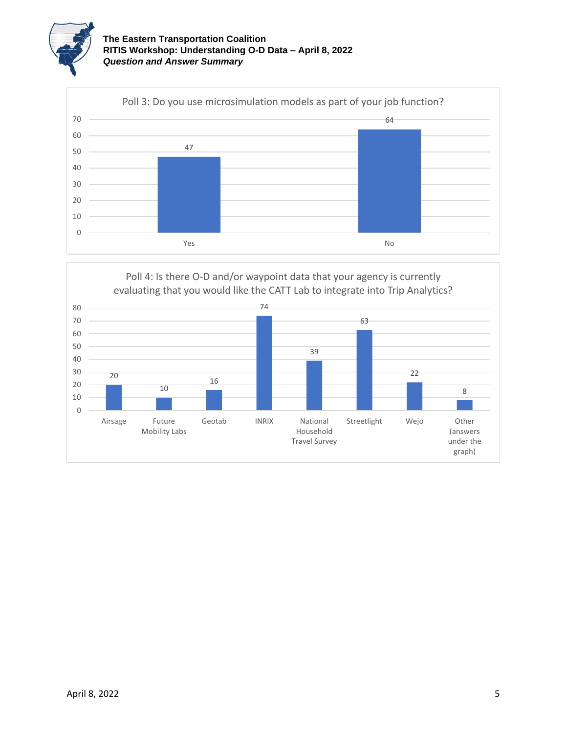**Poll 3: Do you use microsimulation models as part of your job function?**

| Response | Count |
|---|---|
| Yes | 47 |
| No | 64 |

**Poll 4: Is there O-D and/or waypoint data that your agency is currently evaluating that you would like the CATT Lab to integrate into Trip Analytics?**

| Data Source | Count |
|---|---|
| Airsage | 20 |
| Future Mobility Labs | 10 |
| Geotab | 16 |
| INRIX | 74 |
| National Household Travel Survey | 39 |
| Streetlight | 63 |
| Wejo | 22 |
| Other (answers under the graph) | 8 |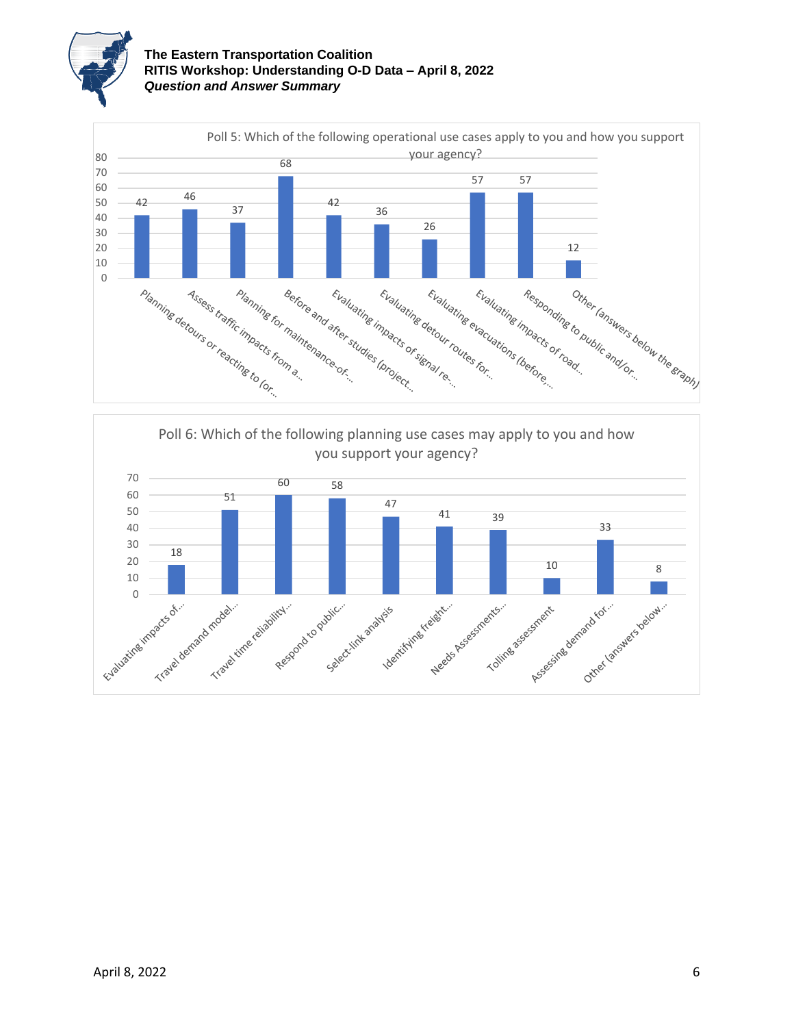Poll 5: Which of the following operational use cases apply to you and how you support your agency?

| Use case | Responses |
|---|---|
| Planning detours or reacting to (or... | 42 |
| Assess traffic impacts from a... | 46 |
| Planning for maintenance-of-... | 37 |
| Before and after studies (project... | 68 |
| Evaluating impacts of signal re-... | 42 |
| Evaluating detour routes for... | 36 |
| Evaluating evacuations (before,... | 26 |
| Evaluating impacts of road... | 57 |
| Responding to public and/or... | 57 |
| Other (answers below the graph) | 12 |

Poll 6: Which of the following planning use cases may apply to you and how you support your agency?

| Use case | Responses |
|---|---|
| Evaluating impacts of... | 18 |
| Travel demand model... | 51 |
| Travel time reliability... | 60 |
| Respond to public... | 58 |
| Select-link analysis | 47 |
| Identifying freight... | 41 |
| Needs Assessments... | 39 |
| Tolling assessment | 10 |
| Assessing demand for... | 33 |
| Other (answers below... | 8 |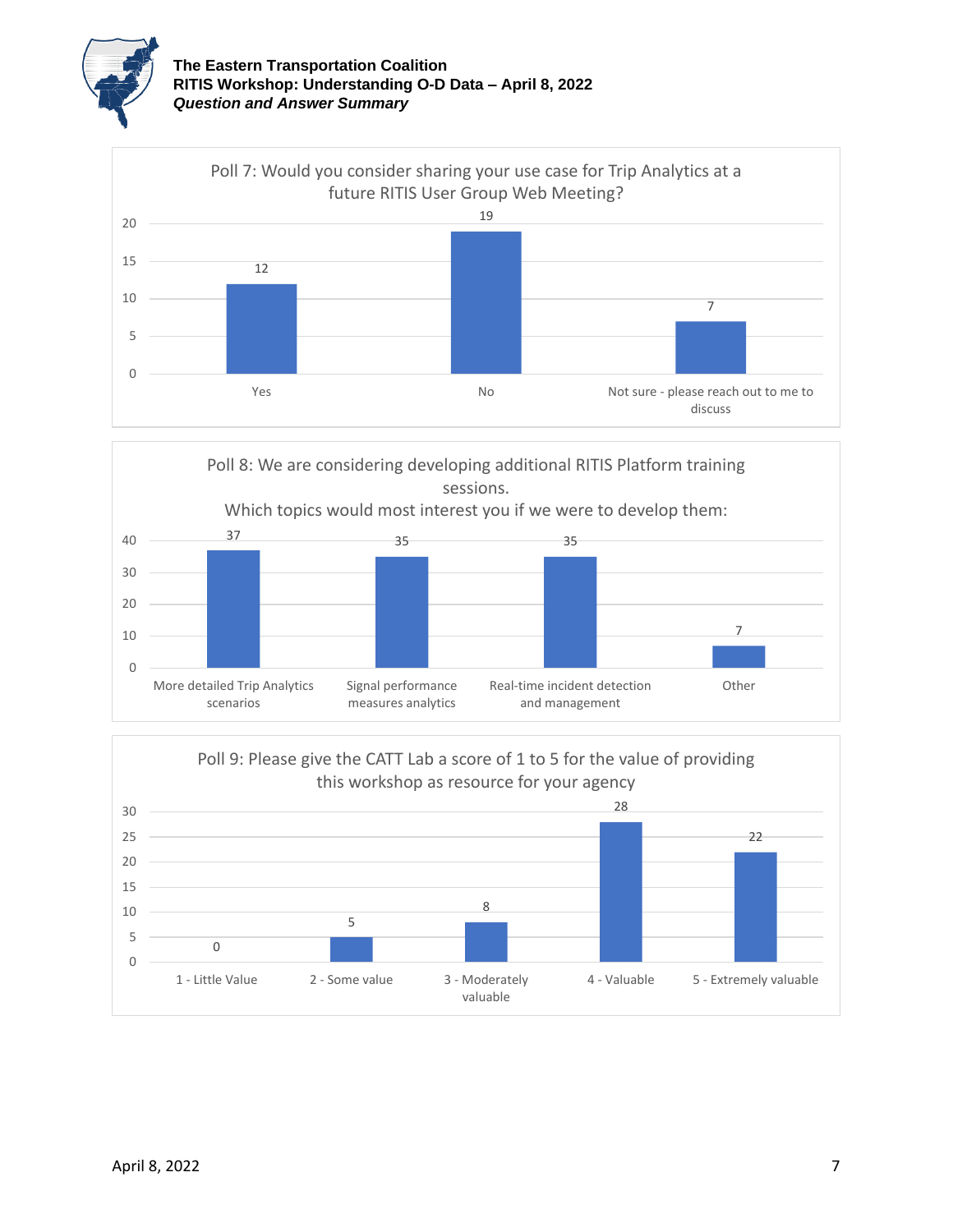Poll 7: Would you consider sharing your use case for Trip Analytics at a future RITIS User Group Web Meeting?

20
15
10
5
0

12
19
7

Yes
No
Not sure - please reach out to me to discuss

Poll 8: We are considering developing additional RITIS Platform training sessions.
Which topics would most interest you if we were to develop them:

40
30
20
10
0

37
35
35
7

More detailed Trip Analytics scenarios
Signal performance measures analytics
Real-time incident detection and management
Other

Poll 9: Please give the CATT Lab a score of 1 to 5 for the value of providing this workshop as resource for your agency

30
25
20
15
10
5
0

0
5
8
28
22

1 - Little Value
2 - Some value
3 - Moderately valuable
4 - Valuable
5 - Extremely valuable